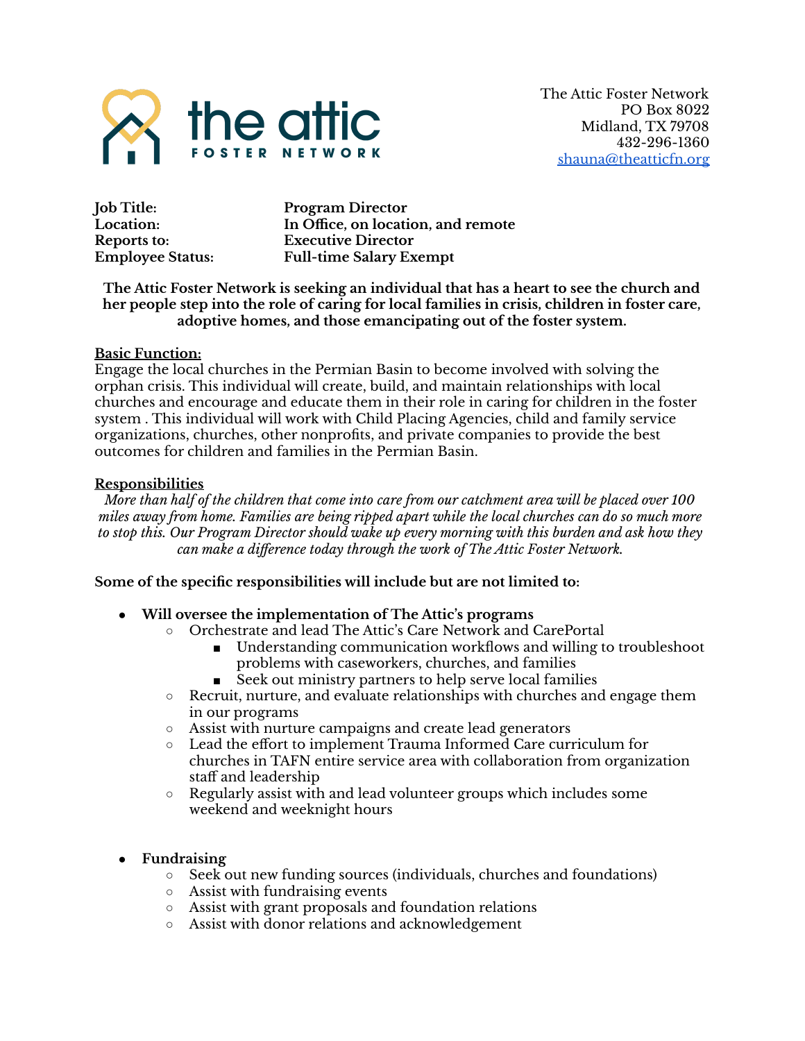The Attic Foster Network
PO Box 8022
Midland, TX 79708
432-296-1360
shauna@theatticfn.org

**Job Title:** **Program Director**
**Location:** **In Office, on location, and remote**
**Reports to:** **Executive Director**
**Employee Status:** **Full-time Salary Exempt**

**The Attic Foster Network is seeking an individual that has a heart to see the church and her people step into the role of caring for local families in crisis, children in foster care, adoptive homes, and those emancipating out of the foster system.**

**Basic Function:**

Engage the local churches in the Permian Basin to become involved with solving the orphan crisis. This individual will create, build, and maintain relationships with local churches and encourage and educate them in their role in caring for children in the foster system . This individual will work with Child Placing Agencies, child and family service organizations, churches, other nonprofits, and private companies to provide the best outcomes for children and families in the Permian Basin.

**Responsibilities**

*More than half of the children that come into care from our catchment area will be placed over 100 miles away from home. Families are being ripped apart while the local churches can do so much more to stop this. Our Program Director should wake up every morning with this burden and ask how they can make a difference today through the work of The Attic Foster Network.*

**Some of the specific responsibilities will include but are not limited to:**

- **Will oversee the implementation of The Attic's programs**
  - Orchestrate and lead The Attic's Care Network and CarePortal
    - Understanding communication workflows and willing to troubleshoot problems with caseworkers, churches, and families
    - Seek out ministry partners to help serve local families
  - Recruit, nurture, and evaluate relationships with churches and engage them in our programs
  - Assist with nurture campaigns and create lead generators
  - Lead the effort to implement Trauma Informed Care curriculum for churches in TAFN entire service area with collaboration from organization staff and leadership
  - Regularly assist with and lead volunteer groups which includes some weekend and weeknight hours

- **Fundraising**
  - Seek out new funding sources (individuals, churches and foundations)
  - Assist with fundraising events
  - Assist with grant proposals and foundation relations
  - Assist with donor relations and acknowledgement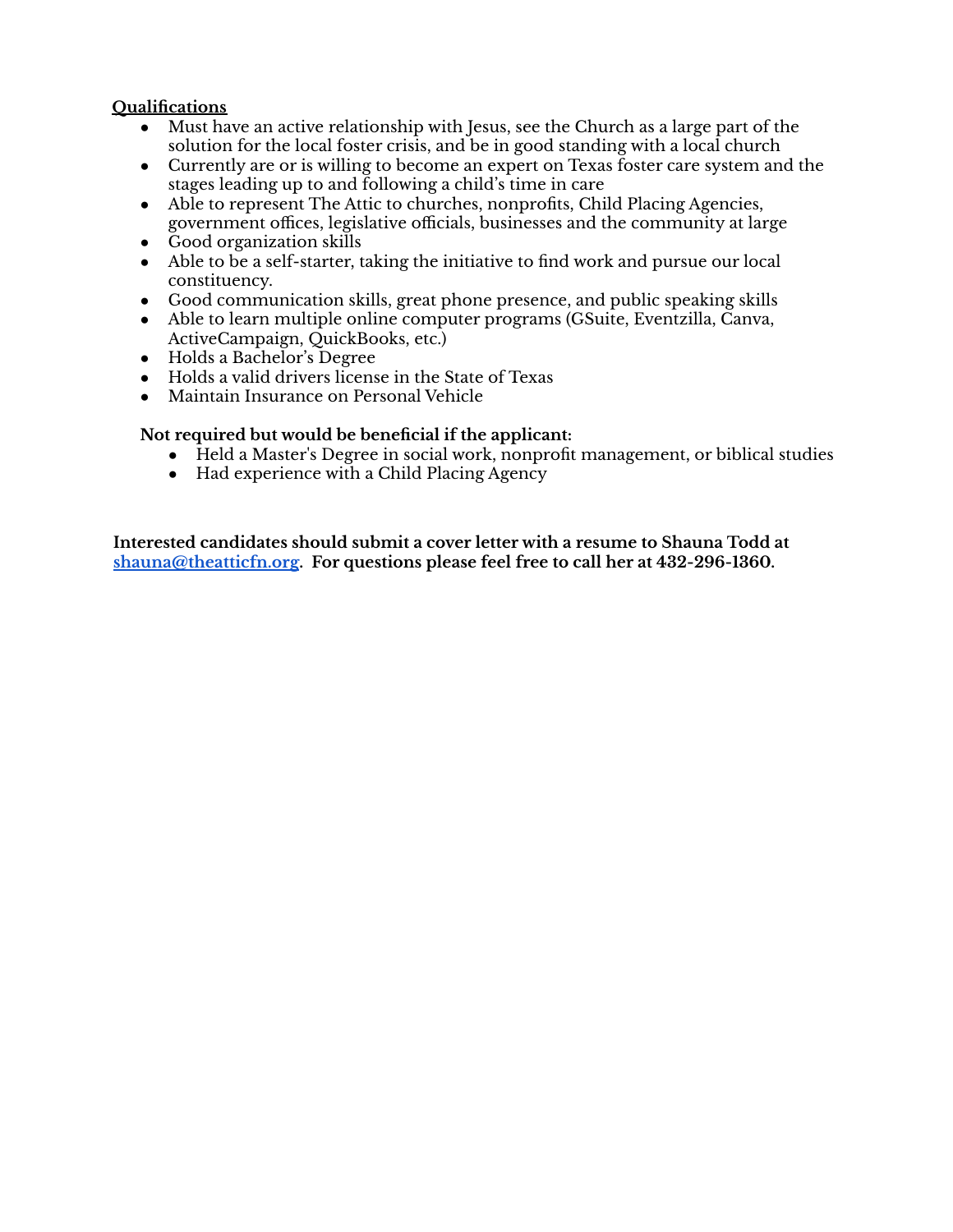**Qualifications**

- Must have an active relationship with Jesus, see the Church as a large part of the solution for the local foster crisis, and be in good standing with a local church
- Currently are or is willing to become an expert on Texas foster care system and the stages leading up to and following a child's time in care
- Able to represent The Attic to churches, nonprofits, Child Placing Agencies, government offices, legislative officials, businesses and the community at large
- Good organization skills
- Able to be a self-starter, taking the initiative to find work and pursue our local constituency.
- Good communication skills, great phone presence, and public speaking skills
- Able to learn multiple online computer programs (GSuite, Eventzilla, Canva, ActiveCampaign, QuickBooks, etc.)
- Holds a Bachelor's Degree
- Holds a valid drivers license in the State of Texas
- Maintain Insurance on Personal Vehicle

**Not required but would be beneficial if the applicant:**

- Held a Master's Degree in social work, nonprofit management, or biblical studies
- Had experience with a Child Placing Agency

**Interested candidates should submit a cover letter with a resume to Shauna Todd at [shauna@theatticfn.org](mailto:shauna@theatticfn.org). For questions please feel free to call her at 432-296-1360.**